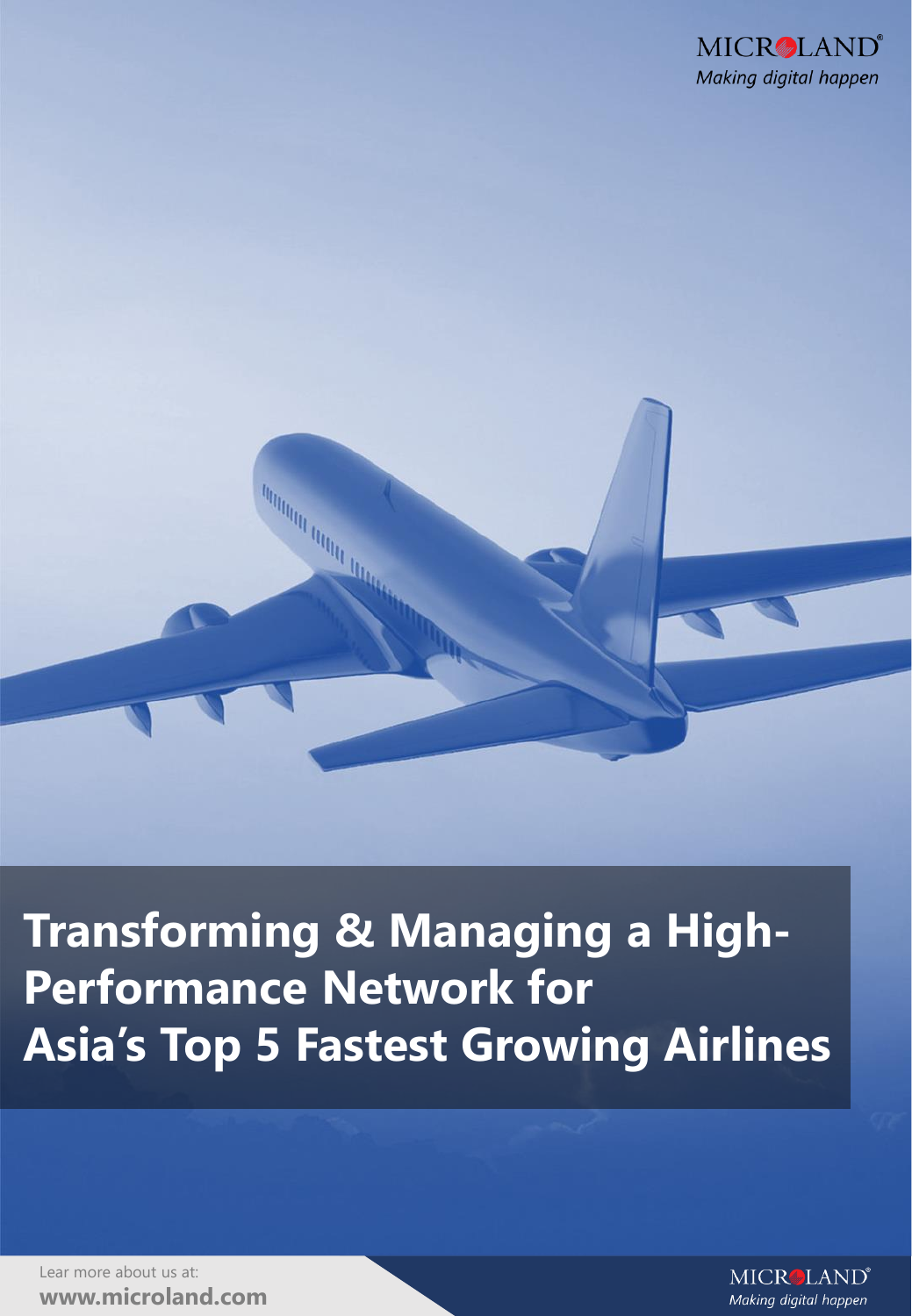MICROLAND
*Making digital happen*

# Transforming & Managing a High-Performance Network for Asia's Top 5 Fastest Growing Airlines

Lear more about us at:
**www.microland.com**

MICROLAND
*Making digital happen*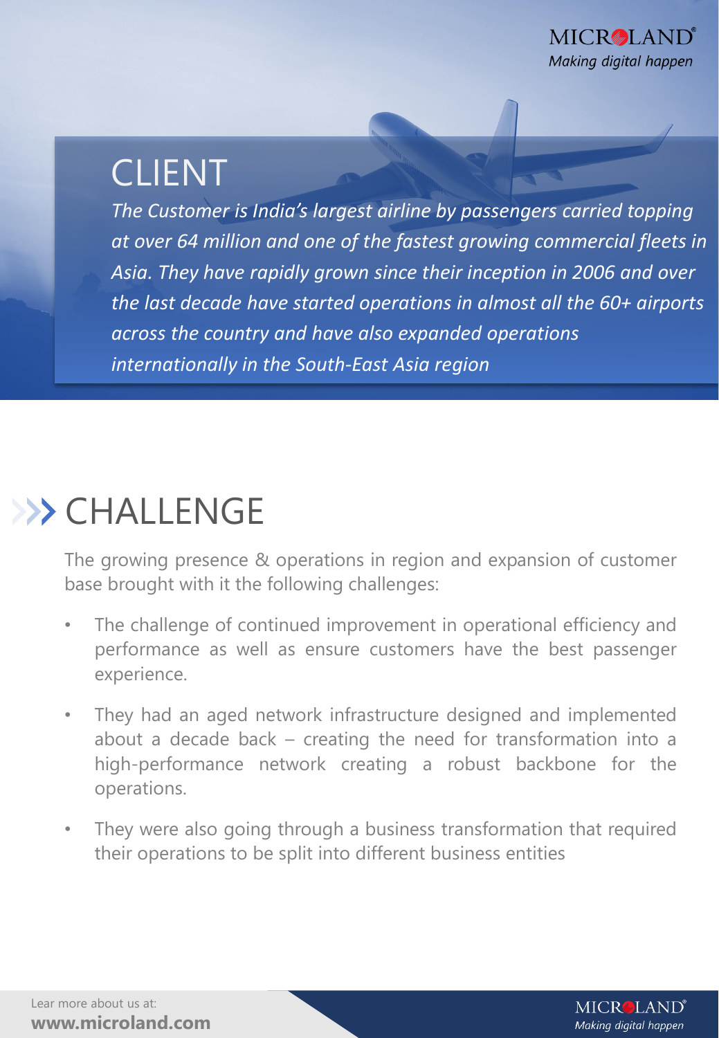## CLIENT

*The Customer is India's largest airline by passengers carried topping at over 64 million and one of the fastest growing commercial fleets in Asia. They have rapidly grown since their inception in 2006 and over the last decade have started operations in almost all the 60+ airports across the country and have also expanded operations internationally in the South-East Asia region*

## CHALLENGE

The growing presence & operations in region and expansion of customer base brought with it the following challenges:

- The challenge of continued improvement in operational efficiency and performance as well as ensure customers have the best passenger experience.
- They had an aged network infrastructure designed and implemented about a decade back – creating the need for transformation into a high-performance network creating a robust backbone for the operations.
- They were also going through a business transformation that required their operations to be split into different business entities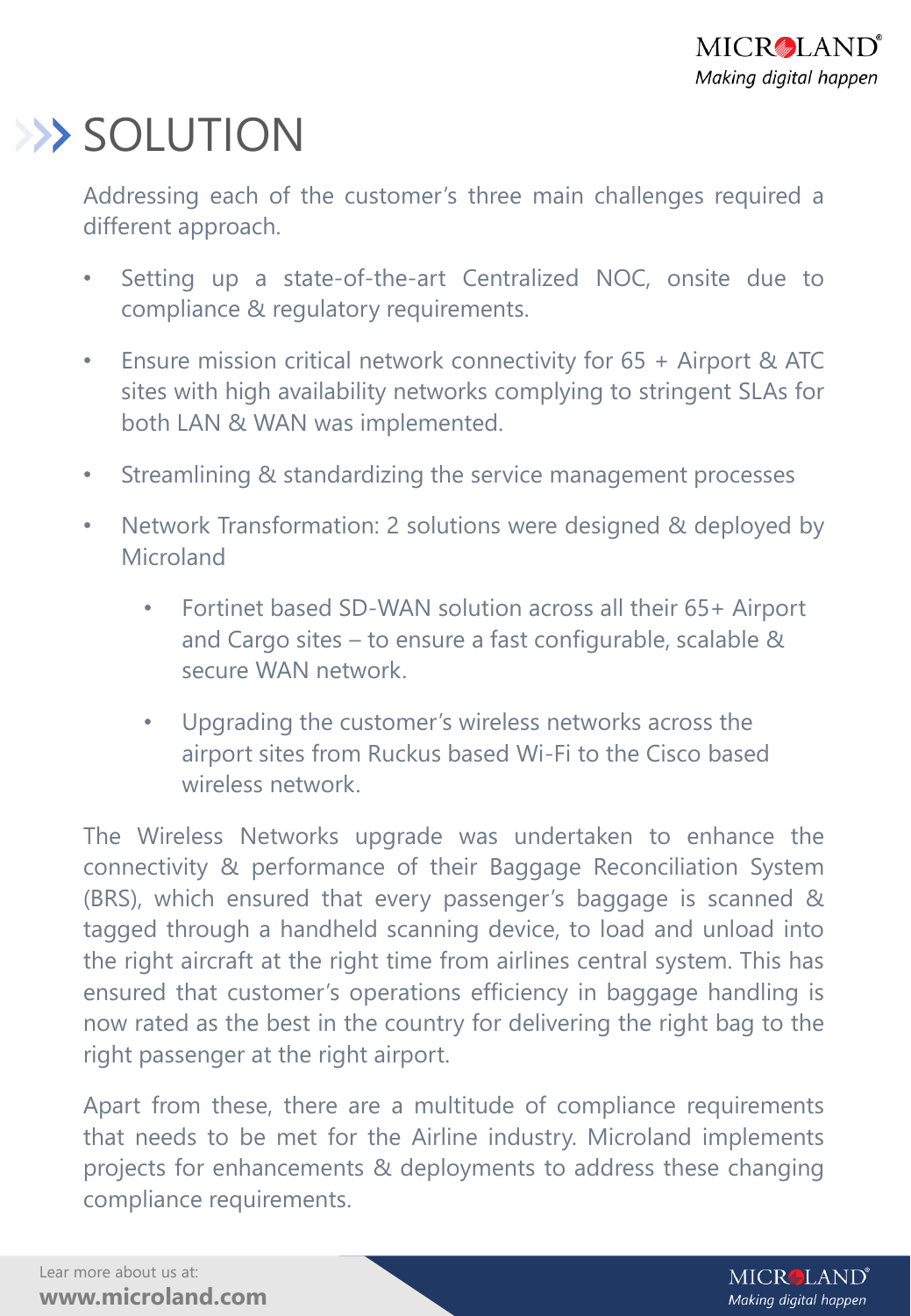# SOLUTION

Addressing each of the customer's three main challenges required a different approach.

- Setting up a state-of-the-art Centralized NOC, onsite due to compliance & regulatory requirements.
- Ensure mission critical network connectivity for 65 + Airport & ATC sites with high availability networks complying to stringent SLAs for both LAN & WAN was implemented.
- Streamlining & standardizing the service management processes
- Network Transformation: 2 solutions were designed & deployed by Microland
    - Fortinet based SD-WAN solution across all their 65+ Airport and Cargo sites – to ensure a fast configurable, scalable & secure WAN network.
    - Upgrading the customer's wireless networks across the airport sites from Ruckus based Wi-Fi to the Cisco based wireless network.

The Wireless Networks upgrade was undertaken to enhance the connectivity & performance of their Baggage Reconciliation System (BRS), which ensured that every passenger's baggage is scanned & tagged through a handheld scanning device, to load and unload into the right aircraft at the right time from airlines central system. This has ensured that customer's operations efficiency in baggage handling is now rated as the best in the country for delivering the right bag to the right passenger at the right airport.

Apart from these, there are a multitude of compliance requirements that needs to be met for the Airline industry. Microland implements projects for enhancements & deployments to address these changing compliance requirements.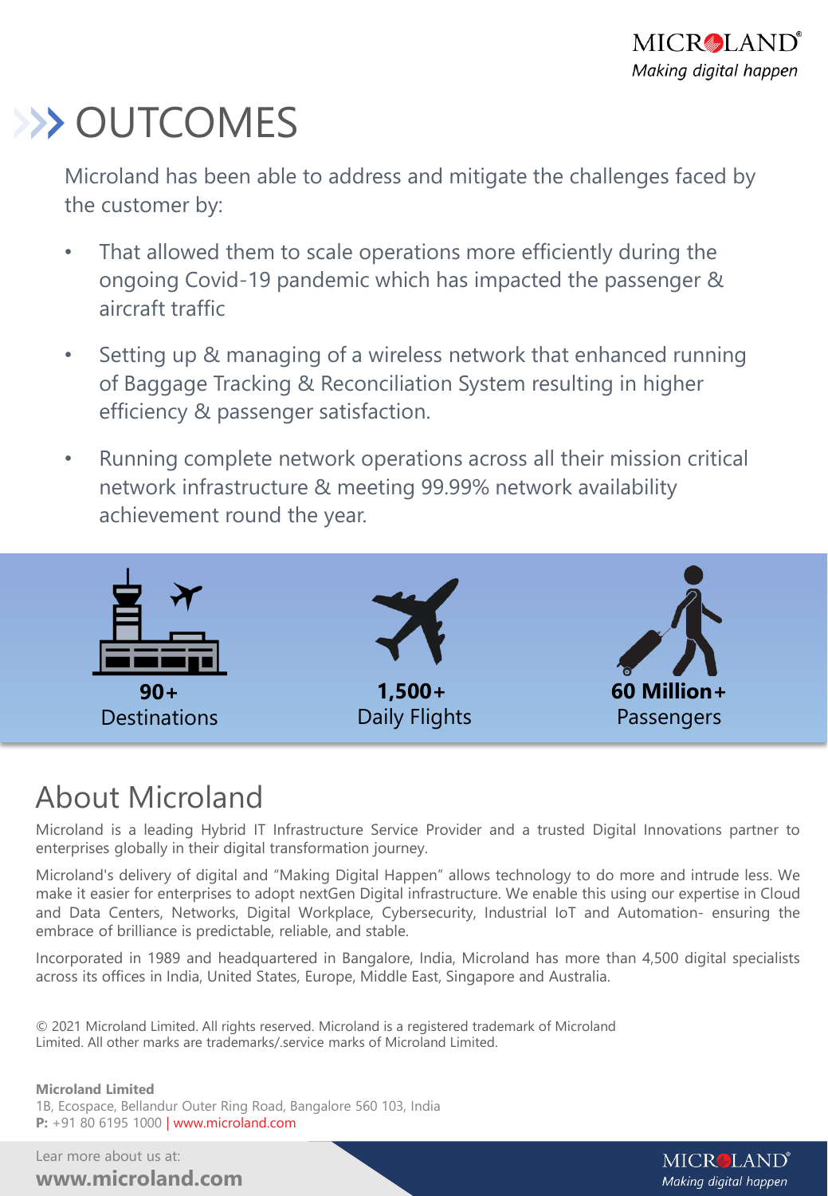# OUTCOMES

Microland has been able to address and mitigate the challenges faced by the customer by:

- That allowed them to scale operations more efficiently during the ongoing Covid-19 pandemic which has impacted the passenger & aircraft traffic
- Setting up & managing of a wireless network that enhanced running of Baggage Tracking & Reconciliation System resulting in higher efficiency & passenger satisfaction.
- Running complete network operations across all their mission critical network infrastructure & meeting 99.99% network availability achievement round the year.

**90+**
Destinations

**1,500+**
Daily Flights

**60 Million+**
Passengers

## About Microland

Microland is a leading Hybrid IT Infrastructure Service Provider and a trusted Digital Innovations partner to enterprises globally in their digital transformation journey.

Microland's delivery of digital and "Making Digital Happen" allows technology to do more and intrude less. We make it easier for enterprises to adopt nextGen Digital infrastructure. We enable this using our expertise in Cloud and Data Centers, Networks, Digital Workplace, Cybersecurity, Industrial IoT and Automation- ensuring the embrace of brilliance is predictable, reliable, and stable.

Incorporated in 1989 and headquartered in Bangalore, India, Microland has more than 4,500 digital specialists across its offices in India, United States, Europe, Middle East, Singapore and Australia.

© 2021 Microland Limited. All rights reserved. Microland is a registered trademark of Microland Limited. All other marks are trademarks/.service marks of Microland Limited.

**Microland Limited**
1B, Ecospace, Bellandur Outer Ring Road, Bangalore 560 103, India
**P:** +91 80 6195 1000 | www.microland.com

Lear more about us at:
**www.microland.com**